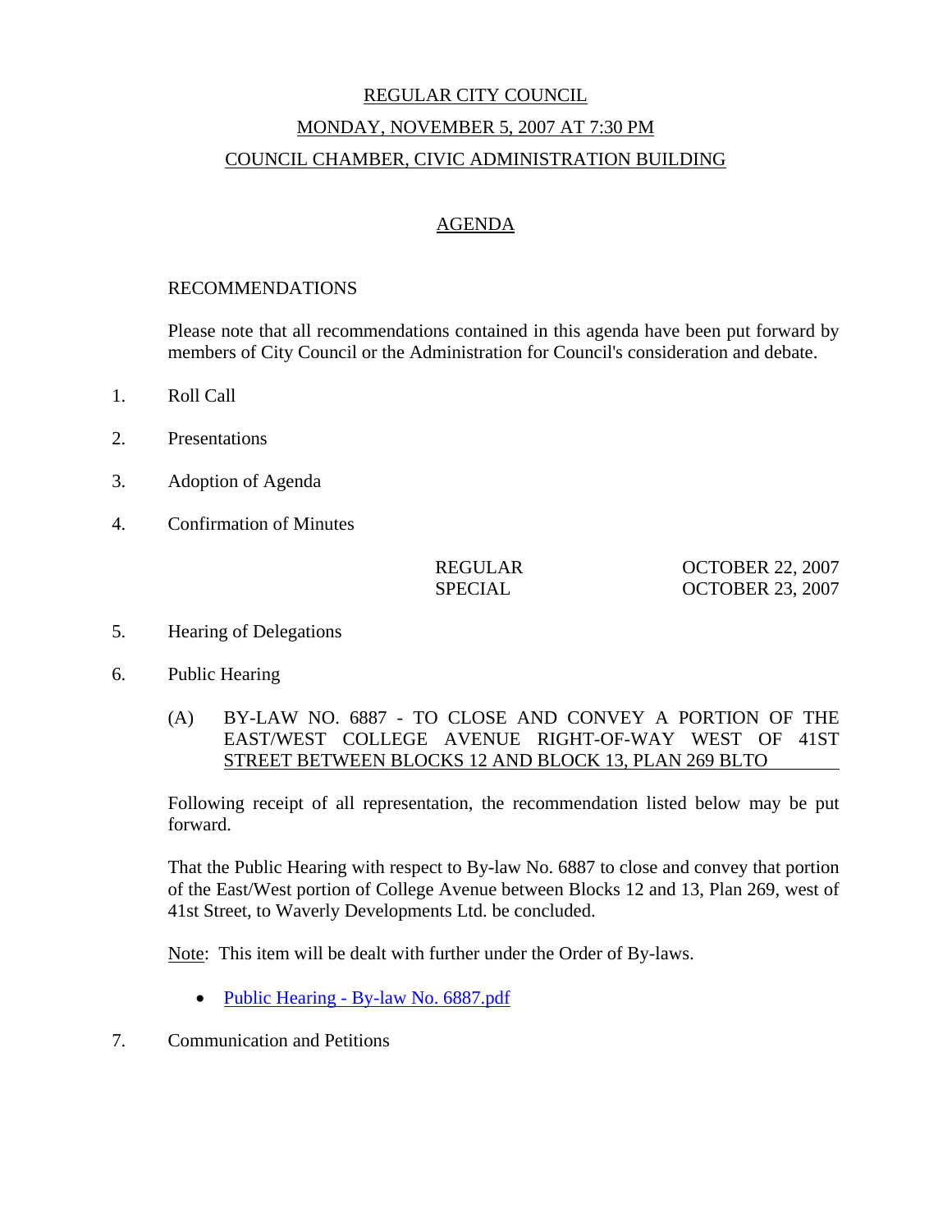# REGULAR CITY COUNCIL

## MONDAY, NOVEMBER 5, 2007 AT 7:30 PM

## COUNCIL CHAMBER, CIVIC ADMINISTRATION BUILDING

## AGENDA

RECOMMENDATIONS

Please note that all recommendations contained in this agenda have been put forward by members of City Council or the Administration for Council's consideration and debate.

1. Roll Call

2. Presentations

3. Adoption of Agenda

4. Confirmation of Minutes

| | |
|---|---|
| REGULAR | OCTOBER 22, 2007 |
| SPECIAL | OCTOBER 23, 2007 |

5. Hearing of Delegations

6. Public Hearing

   (A) BY-LAW NO. 6887 - TO CLOSE AND CONVEY A PORTION OF THE EAST/WEST COLLEGE AVENUE RIGHT-OF-WAY WEST OF 41ST STREET BETWEEN BLOCKS 12 AND BLOCK 13, PLAN 269 BLTO

   Following receipt of all representation, the recommendation listed below may be put forward.

   That the Public Hearing with respect to By-law No. 6887 to close and convey that portion of the East/West portion of College Avenue between Blocks 12 and 13, Plan 269, west of 41st Street, to Waverly Developments Ltd. be concluded.

   Note: This item will be dealt with further under the Order of By-laws.

   - Public Hearing - By-law No. 6887.pdf

7. Communication and Petitions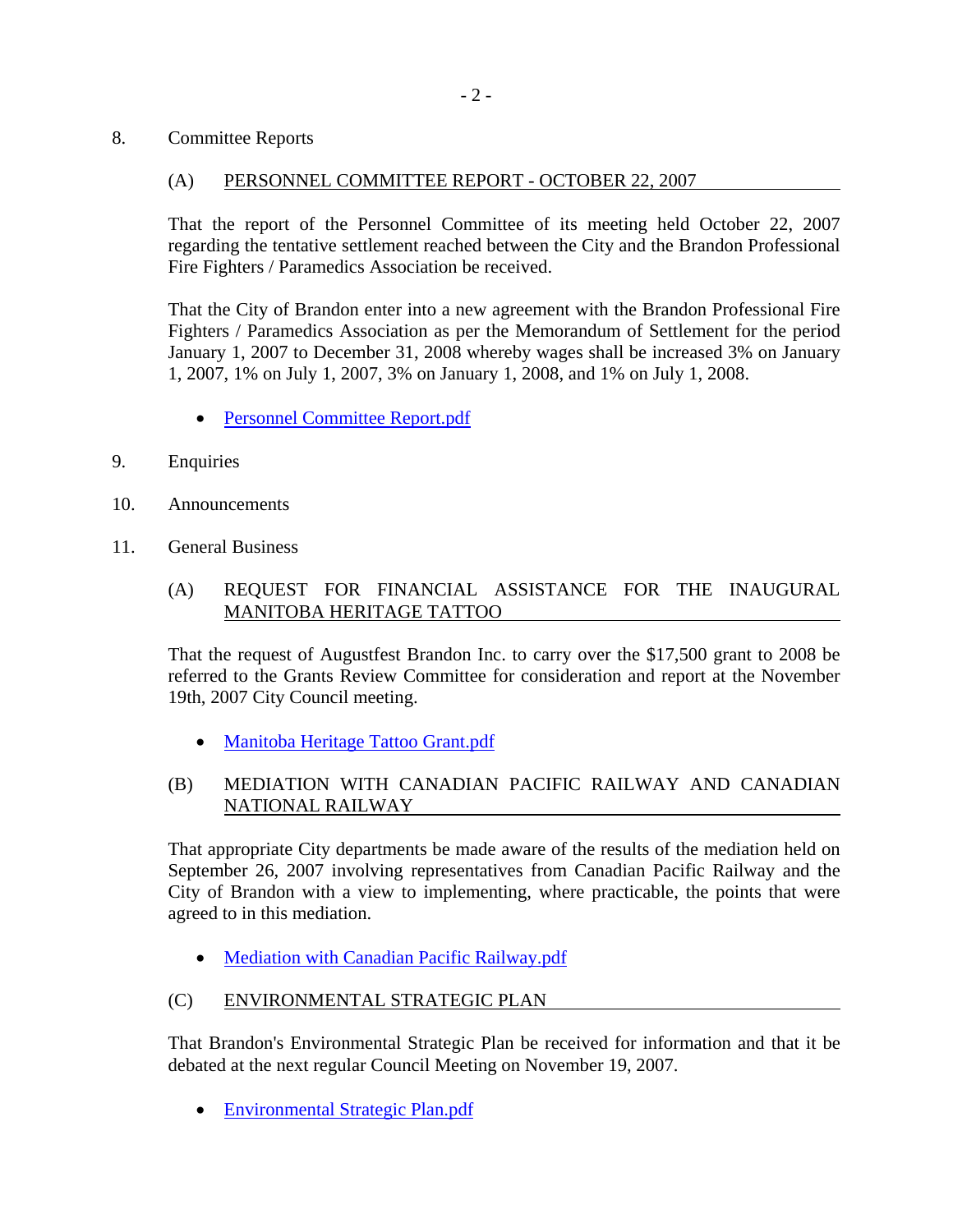8. Committee Reports

   (A) PERSONNEL COMMITTEE REPORT - OCTOBER 22, 2007

   That the report of the Personnel Committee of its meeting held October 22, 2007 regarding the tentative settlement reached between the City and the Brandon Professional Fire Fighters / Paramedics Association be received.

   That the City of Brandon enter into a new agreement with the Brandon Professional Fire Fighters / Paramedics Association as per the Memorandum of Settlement for the period January 1, 2007 to December 31, 2008 whereby wages shall be increased 3% on January 1, 2007, 1% on July 1, 2007, 3% on January 1, 2008, and 1% on July 1, 2008.

   - Personnel Committee Report.pdf

9. Enquiries

10. Announcements

11. General Business

   (A) REQUEST FOR FINANCIAL ASSISTANCE FOR THE INAUGURAL MANITOBA HERITAGE TATTOO

   That the request of Augustfest Brandon Inc. to carry over the $17,500 grant to 2008 be referred to the Grants Review Committee for consideration and report at the November 19th, 2007 City Council meeting.

   - Manitoba Heritage Tattoo Grant.pdf

   (B) MEDIATION WITH CANADIAN PACIFIC RAILWAY AND CANADIAN NATIONAL RAILWAY

   That appropriate City departments be made aware of the results of the mediation held on September 26, 2007 involving representatives from Canadian Pacific Railway and the City of Brandon with a view to implementing, where practicable, the points that were agreed to in this mediation.

   - Mediation with Canadian Pacific Railway.pdf

   (C) ENVIRONMENTAL STRATEGIC PLAN

   That Brandon's Environmental Strategic Plan be received for information and that it be debated at the next regular Council Meeting on November 19, 2007.

   - Environmental Strategic Plan.pdf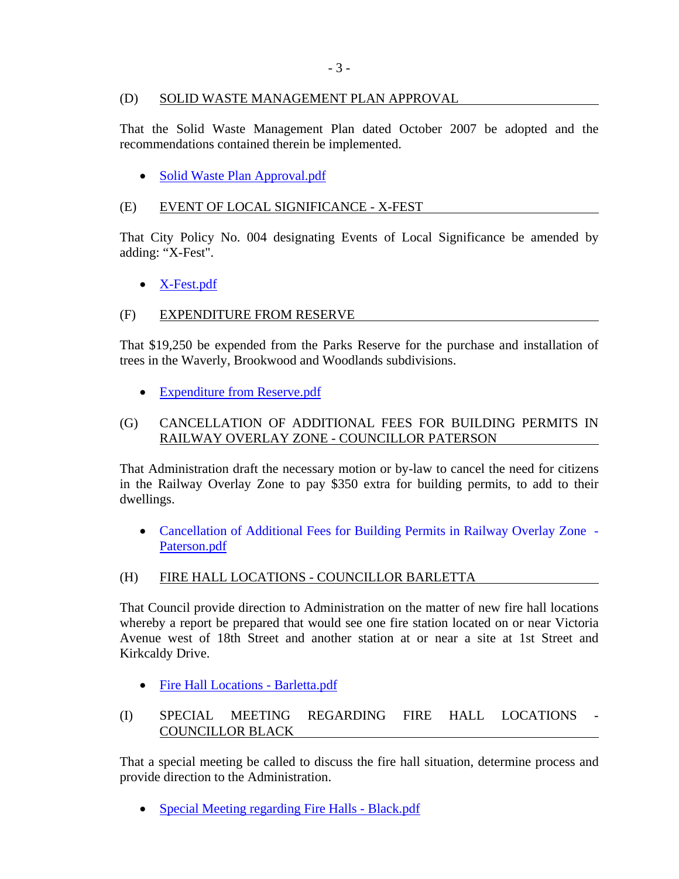## (D) SOLID WASTE MANAGEMENT PLAN APPROVAL

That the Solid Waste Management Plan dated October 2007 be adopted and the recommendations contained therein be implemented.

- Solid Waste Plan Approval.pdf

## (E) EVENT OF LOCAL SIGNIFICANCE - X-FEST

That City Policy No. 004 designating Events of Local Significance be amended by adding: "X-Fest".

- X-Fest.pdf

## (F) EXPENDITURE FROM RESERVE

That $19,250 be expended from the Parks Reserve for the purchase and installation of trees in the Waverly, Brookwood and Woodlands subdivisions.

- Expenditure from Reserve.pdf

## (G) CANCELLATION OF ADDITIONAL FEES FOR BUILDING PERMITS IN RAILWAY OVERLAY ZONE - COUNCILLOR PATERSON

That Administration draft the necessary motion or by-law to cancel the need for citizens in the Railway Overlay Zone to pay $350 extra for building permits, to add to their dwellings.

- Cancellation of Additional Fees for Building Permits in Railway Overlay Zone - Paterson.pdf

## (H) FIRE HALL LOCATIONS - COUNCILLOR BARLETTA

That Council provide direction to Administration on the matter of new fire hall locations whereby a report be prepared that would see one fire station located on or near Victoria Avenue west of 18th Street and another station at or near a site at 1st Street and Kirkcaldy Drive.

- Fire Hall Locations - Barletta.pdf

## (I) SPECIAL MEETING REGARDING FIRE HALL LOCATIONS - COUNCILLOR BLACK

That a special meeting be called to discuss the fire hall situation, determine process and provide direction to the Administration.

- Special Meeting regarding Fire Halls - Black.pdf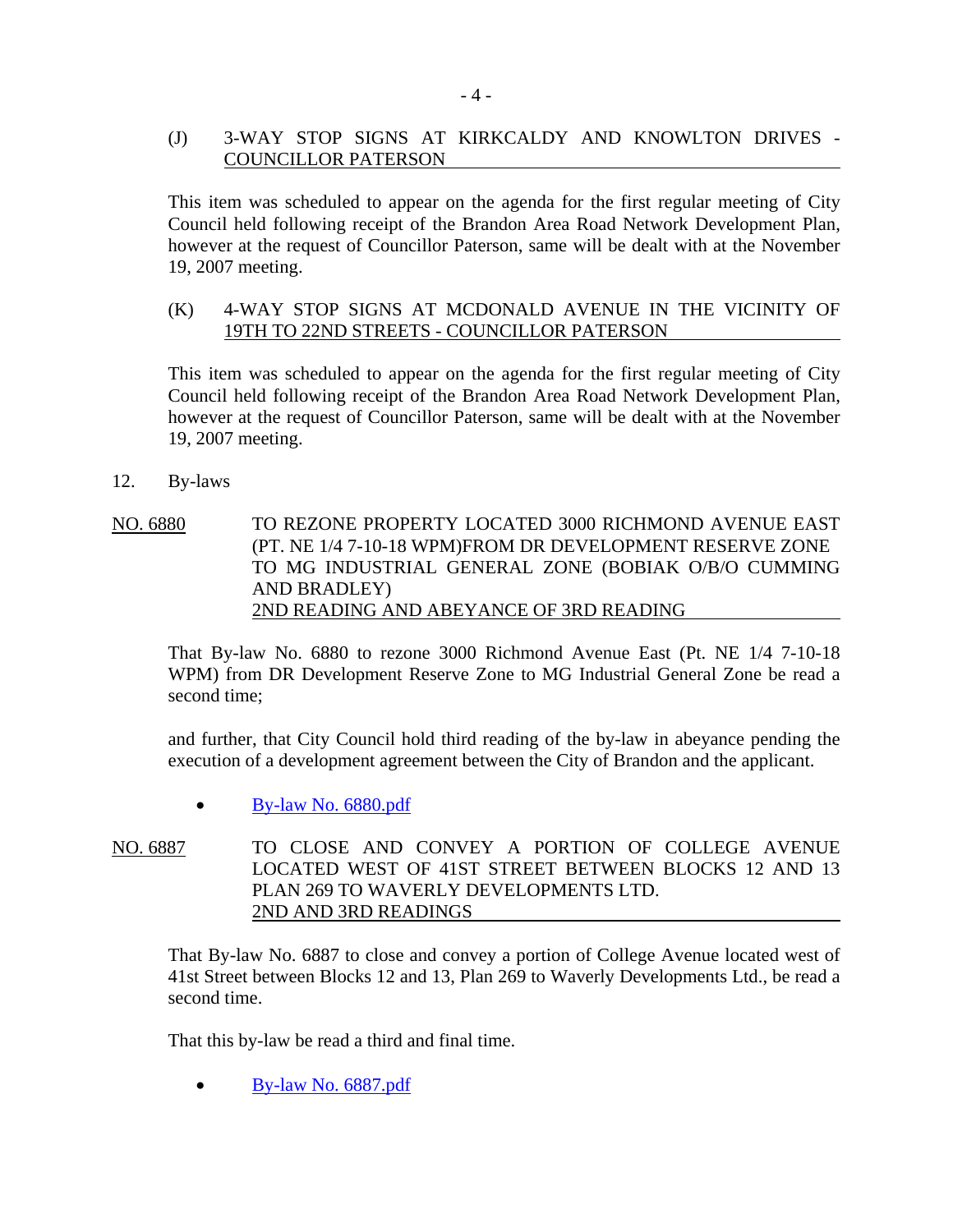(J) 3-WAY STOP SIGNS AT KIRKCALDY AND KNOWLTON DRIVES - COUNCILLOR PATERSON

This item was scheduled to appear on the agenda for the first regular meeting of City Council held following receipt of the Brandon Area Road Network Development Plan, however at the request of Councillor Paterson, same will be dealt with at the November 19, 2007 meeting.

(K) 4-WAY STOP SIGNS AT MCDONALD AVENUE IN THE VICINITY OF 19TH TO 22ND STREETS - COUNCILLOR PATERSON

This item was scheduled to appear on the agenda for the first regular meeting of City Council held following receipt of the Brandon Area Road Network Development Plan, however at the request of Councillor Paterson, same will be dealt with at the November 19, 2007 meeting.

12. By-laws

NO. 6880 TO REZONE PROPERTY LOCATED 3000 RICHMOND AVENUE EAST (PT. NE 1/4 7-10-18 WPM)FROM DR DEVELOPMENT RESERVE ZONE TO MG INDUSTRIAL GENERAL ZONE (BOBIAK O/B/O CUMMING AND BRADLEY)
2ND READING AND ABEYANCE OF 3RD READING

That By-law No. 6880 to rezone 3000 Richmond Avenue East (Pt. NE 1/4 7-10-18 WPM) from DR Development Reserve Zone to MG Industrial General Zone be read a second time;

and further, that City Council hold third reading of the by-law in abeyance pending the execution of a development agreement between the City of Brandon and the applicant.

- By-law No. 6880.pdf

NO. 6887 TO CLOSE AND CONVEY A PORTION OF COLLEGE AVENUE LOCATED WEST OF 41ST STREET BETWEEN BLOCKS 12 AND 13 PLAN 269 TO WAVERLY DEVELOPMENTS LTD.
2ND AND 3RD READINGS

That By-law No. 6887 to close and convey a portion of College Avenue located west of 41st Street between Blocks 12 and 13, Plan 269 to Waverly Developments Ltd., be read a second time.

That this by-law be read a third and final time.

- By-law No. 6887.pdf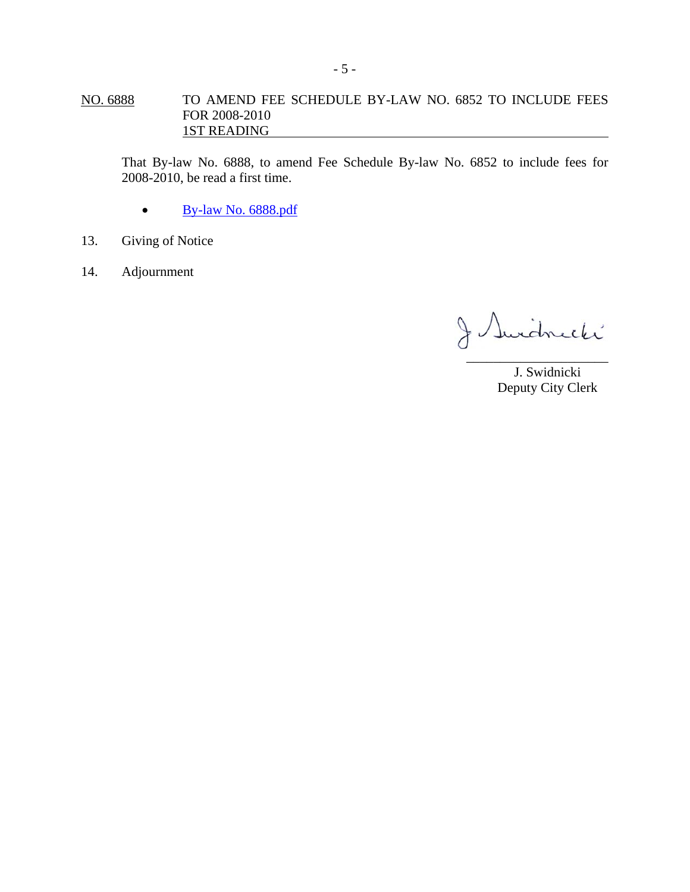NO. 6888 TO AMEND FEE SCHEDULE BY-LAW NO. 6852 TO INCLUDE FEES FOR 2008-2010
1ST READING

That By-law No. 6888, to amend Fee Schedule By-law No. 6852 to include fees for 2008-2010, be read a first time.

- By-law No. 6888.pdf

13. Giving of Notice

14. Adjournment

J. Swidnicki
Deputy City Clerk